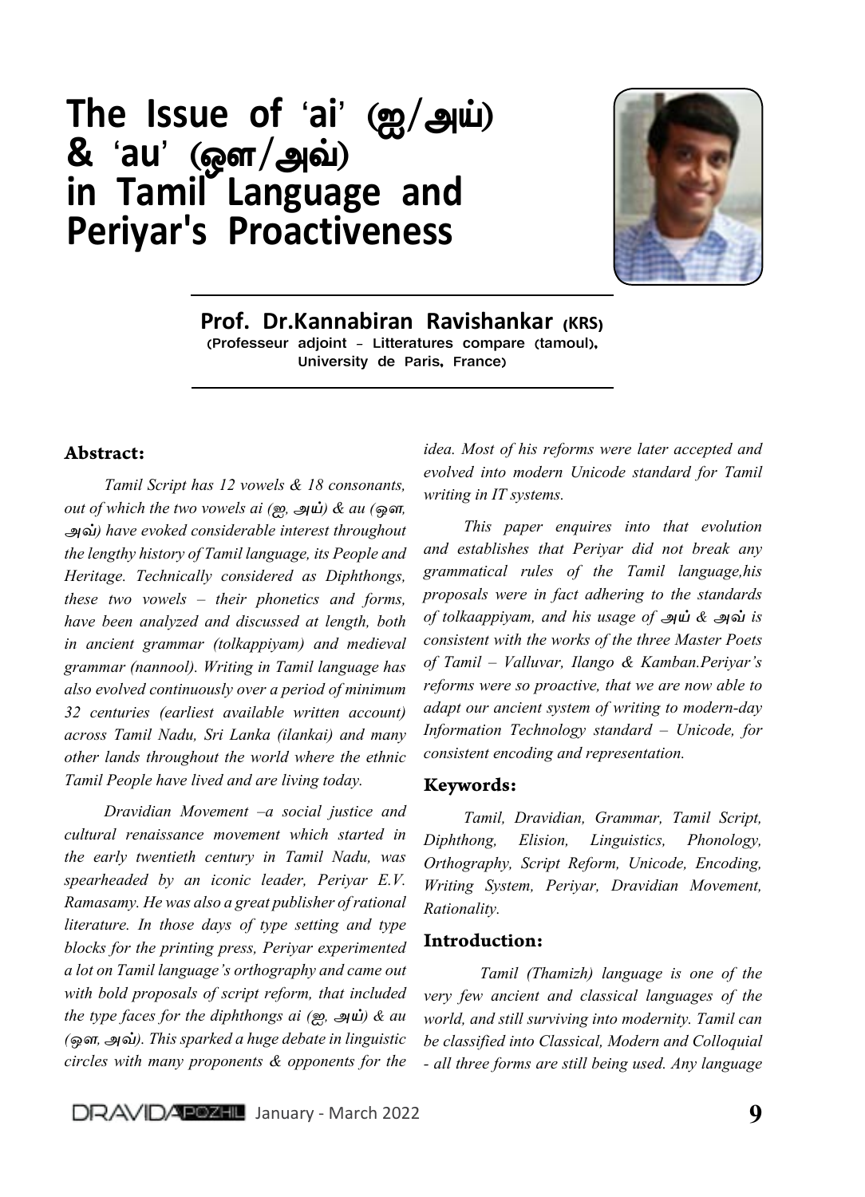# The Issue of 'ai' (ஐ/அய்) & 'au' (ஔ/அவ்) in Tamil Language and Periyar's Proactiveness

**Prof. Dr.Kannabiran Ravishankar (KRS)**
(Professeur adjoint – Litteratures compare (tamoul), University de Paris, France)

### Abstract:

*Tamil Script has 12 vowels & 18 consonants, out of which the two vowels ai (ஐ, அய்) & au (ஔ, அவ்) have evoked considerable interest throughout the lengthy history of Tamil language, its People and Heritage. Technically considered as Diphthongs, these two vowels – their phonetics and forms, have been analyzed and discussed at length, both in ancient grammar (tolkappiyam) and medieval grammar (nannool). Writing in Tamil language has also evolved continuously over a period of minimum 32 centuries (earliest available written account) across Tamil Nadu, Sri Lanka (ilankai) and many other lands throughout the world where the ethnic Tamil People have lived and are living today.*

*Dravidian Movement –a social justice and cultural renaissance movement which started in the early twentieth century in Tamil Nadu, was spearheaded by an iconic leader, Periyar E.V. Ramasamy. He was also a great publisher of rational literature. In those days of type setting and type blocks for the printing press, Periyar experimented a lot on Tamil language's orthography and came out with bold proposals of script reform, that included the type faces for the diphthongs ai (ஐ, அய்) & au (ஔ, அவ்). This sparked a huge debate in linguistic circles with many proponents & opponents for the idea. Most of his reforms were later accepted and evolved into modern Unicode standard for Tamil writing in IT systems.*

*This paper enquires into that evolution and establishes that Periyar did not break any grammatical rules of the Tamil language,his proposals were in fact adhering to the standards of tolkaappiyam, and his usage of அய் & அவ் is consistent with the works of the three Master Poets of Tamil – Valluvar, Ilango & Kamban.Periyar's reforms were so proactive, that we are now able to adapt our ancient system of writing to modern-day Information Technology standard – Unicode, for consistent encoding and representation.*

### Keywords:

*Tamil, Dravidian, Grammar, Tamil Script, Diphthong, Elision, Linguistics, Phonology, Orthography, Script Reform, Unicode, Encoding, Writing System, Periyar, Dravidian Movement, Rationality.*

### Introduction:

*Tamil (Thamizh) language is one of the very few ancient and classical languages of the world, and still surviving into modernity. Tamil can be classified into Classical, Modern and Colloquial - all three forms are still being used. Any language*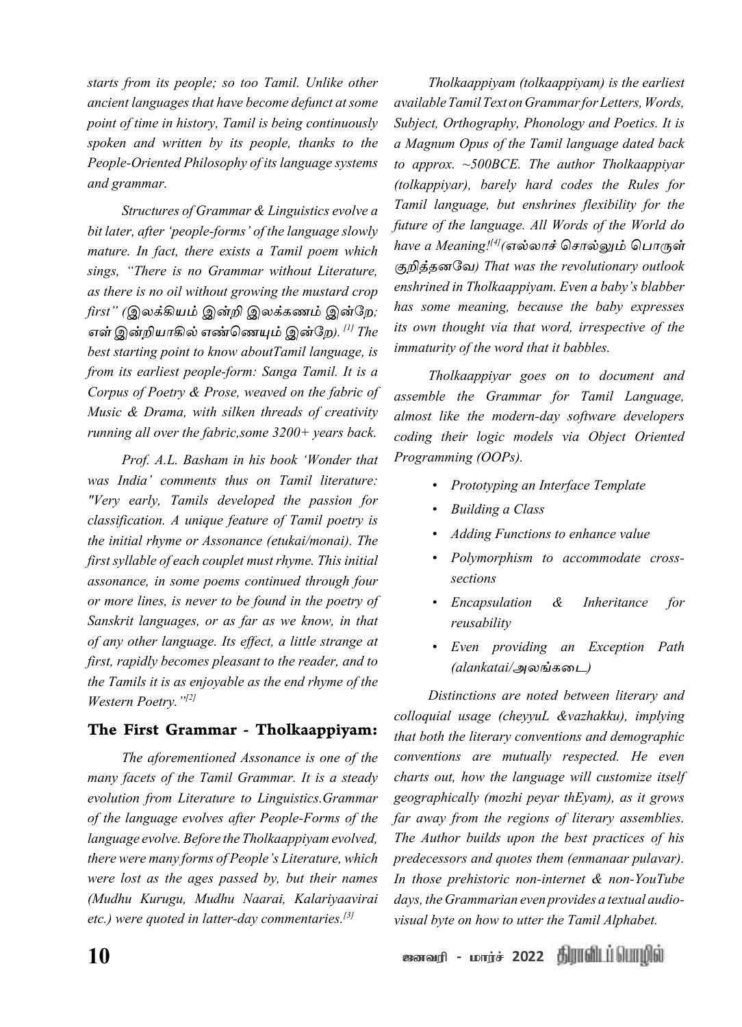*starts from its people; so too Tamil. Unlike other ancient languages that have become defunct at some point of time in history, Tamil is being continuously spoken and written by its people, thanks to the People-Oriented Philosophy of its language systems and grammar.*

*Structures of Grammar & Linguistics evolve a bit later, after 'people-forms' of the language slowly mature. In fact, there exists a Tamil poem which sings, "There is no Grammar without Literature, as there is no oil without growing the mustard crop first" (இலக்கியம் இன்றி இலக்கணம் இன்றே; எள் இன்றியாகில் எண்ணெயும் இன்றே).* [1] *The best starting point to know aboutTamil language, is from its earliest people-form: Sanga Tamil. It is a Corpus of Poetry & Prose, weaved on the fabric of Music & Drama, with silken threads of creativity running all over the fabric,some 3200+ years back.*

*Prof. A.L. Basham in his book 'Wonder that was India' comments thus on Tamil literature: "Very early, Tamils developed the passion for classification. A unique feature of Tamil poetry is the initial rhyme or Assonance (etukai/monai). The first syllable of each couplet must rhyme. This initial assonance, in some poems continued through four or more lines, is never to be found in the poetry of Sanskrit languages, or as far as we know, in that of any other language. Its effect, a little strange at first, rapidly becomes pleasant to the reader, and to the Tamils it is as enjoyable as the end rhyme of the Western Poetry."*[2]

## The First Grammar - Tholkaappiyam:

*The aforementioned Assonance is one of the many facets of the Tamil Grammar. It is a steady evolution from Literature to Linguistics.Grammar of the language evolves after People-Forms of the language evolve. Before the Tholkaappiyam evolved, there were many forms of People's Literature, which were lost as the ages passed by, but their names (Mudhu Kurugu, Mudhu Naarai, Kalariyaavirai etc.) were quoted in latter-day commentaries.*[3]

*Tholkaappiyam (tolkaappiyam) is the earliest available Tamil Text on Grammar for Letters, Words, Subject, Orthography, Phonology and Poetics. It is a Magnum Opus of the Tamil language dated back to approx. ~500BCE. The author Tholkaappiyar (tolkappiyar), barely hard codes the Rules for Tamil language, but enshrines flexibility for the future of the language. All Words of the World do have a Meaning!*[4]*(எல்லாச் சொல்லும் பொருள் குறித்தனவே) That was the revolutionary outlook enshrined in Tholkaappiyam. Even a baby's blabber has some meaning, because the baby expresses its own thought via that word, irrespective of the immaturity of the word that it babbles.*

*Tholkaappiyar goes on to document and assemble the Grammar for Tamil Language, almost like the modern-day software developers coding their logic models via Object Oriented Programming (OOPs).*

- *Prototyping an Interface Template*
- *Building a Class*
- *Adding Functions to enhance value*
- *Polymorphism to accommodate cross-sections*
- *Encapsulation & Inheritance for reusability*
- *Even providing an Exception Path (alankatai/அலங்கடை)*

*Distinctions are noted between literary and colloquial usage (cheyyuL &vazhakku), implying that both the literary conventions and demographic conventions are mutually respected. He even charts out, how the language will customize itself geographically (mozhi peyar thEyam), as it grows far away from the regions of literary assemblies. The Author builds upon the best practices of his predecessors and quotes them (enmanaar pulavar). In those prehistoric non-internet & non-YouTube days, the Grammarian even provides a textual audio-visual byte on how to utter the Tamil Alphabet.*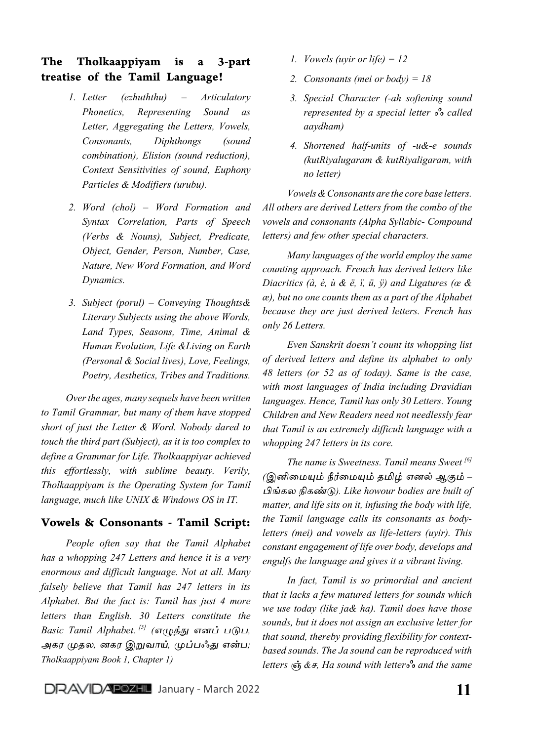## The Tholkaappiyam is a 3-part treatise of the Tamil Language!

1. *Letter (ezhuththu) – Articulatory Phonetics, Representing Sound as Letter, Aggregating the Letters, Vowels, Consonants, Diphthongs (sound combination), Elision (sound reduction), Context Sensitivities of sound, Euphony Particles & Modifiers (urubu).*
2. *Word (chol) – Word Formation and Syntax Correlation, Parts of Speech (Verbs & Nouns), Subject, Predicate, Object, Gender, Person, Number, Case, Nature, New Word Formation, and Word Dynamics.*
3. *Subject (porul) – Conveying Thoughts& Literary Subjects using the above Words, Land Types, Seasons, Time, Animal & Human Evolution, Life &Living on Earth (Personal & Social lives), Love, Feelings, Poetry, Aesthetics, Tribes and Traditions.*

*Over the ages, many sequels have been written to Tamil Grammar, but many of them have stopped short of just the Letter & Word. Nobody dared to touch the third part (Subject), as it is too complex to define a Grammar for Life. Tholkaappiyar achieved this effortlessly, with sublime beauty. Verily, Tholkaappiyam is the Operating System for Tamil language, much like UNIX & Windows OS in IT.*

## Vowels & Consonants - Tamil Script:

*People often say that the Tamil Alphabet has a whopping 247 Letters and hence it is a very enormous and difficult language. Not at all. Many falsely believe that Tamil has 247 letters in its Alphabet. But the fact is: Tamil has just 4 more letters than English. 30 Letters constitute the Basic Tamil Alphabet.* [5] *(எழுத்து எனப் படுப, அகர முதல, னகர இறுவாய், முப்பஃது என்ப; Tholkaappiyam Book 1, Chapter 1)*

1. *Vowels (uyir or life) = 12*
2. *Consonants (mei or body) = 18*
3. *Special Character (-ah softening sound represented by a special letter ஃ called aaydham)*
4. *Shortened half-units of -u&-e sounds (kutRiyalugaram & kutRiyaligaram, with no letter)*

*Vowels & Consonants are the core base letters. All others are derived Letters from the combo of the vowels and consonants (Alpha Syllabic- Compound letters) and few other special characters.*

*Many languages of the world employ the same counting approach. French has derived letters like Diacritics (à, è, ù & ë, ï, ü, ÿ) and Ligatures (œ & æ), but no one counts them as a part of the Alphabet because they are just derived letters. French has only 26 Letters.*

*Even Sanskrit doesn't count its whopping list of derived letters and define its alphabet to only 48 letters (or 52 as of today). Same is the case, with most languages of India including Dravidian languages. Hence, Tamil has only 30 Letters. Young Children and New Readers need not needlessly fear that Tamil is an extremely difficult language with a whopping 247 letters in its core.*

*The name is Sweetness. Tamil means Sweet* [6] *(இனிமையும் நீர்மையும் தமிழ் எனல் ஆகும் – பிங்கல நிகண்டு). Like howour bodies are built of matter, and life sits on it, infusing the body with life, the Tamil language calls its consonants as body-letters (mei) and vowels as life-letters (uyir). This constant engagement of life over body, develops and engulfs the language and gives it a vibrant living.*

*In fact, Tamil is so primordial and ancient that it lacks a few matured letters for sounds which we use today (like ja& ha). Tamil does have those sounds, but it does not assign an exclusive letter for that sound, thereby providing flexibility for context-based sounds. The Ja sound can be reproduced with letters ஞ் &ச, Ha sound with letterஃ and the same*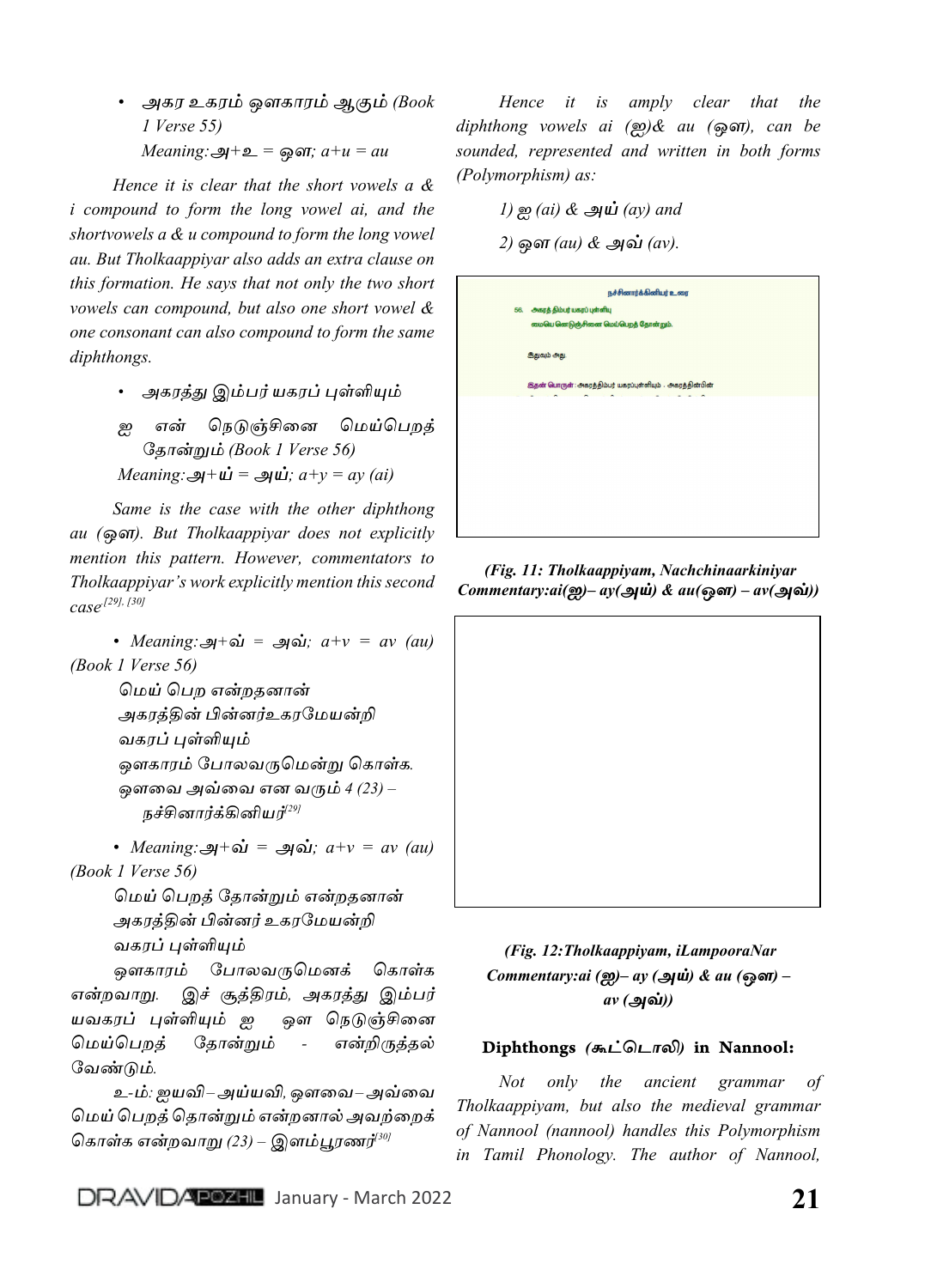- அகர உகரம் ஔகாரம் ஆகும் *(Book 1 Verse 55)*

  *Meaning:அ+உ = ஔ; a+u = au*

*Hence it is clear that the short vowels a & i compound to form the long vowel ai, and the shortvowels a & u compound to form the long vowel au. But Tholkaappiyar also adds an extra clause on this formation. He says that not only the two short vowels can compound, but also one short vowel & one consonant can also compound to form the same diphthongs.*

- அகரத்து இம்பர் யகரப் புள்ளியும்

  ஐ என் நெடுஞ்சினை மெய்பெறத் தோன்றும் *(Book 1 Verse 56)*

  *Meaning:அ+ய் = அய்; a+y = ay (ai)*

*Same is the case with the other diphthong au (ஔ). But Tholkaappiyar does not explicitly mention this pattern. However, commentators to Tholkaappiyar's work explicitly mention this second case*[29], [30]

- *Meaning:அ+வ் = அவ்; a+v = av (au) (Book 1 Verse 56)*

  மெய் பெற என்றதனான்
  அகரத்தின் பின்னர்உகரமேயன்றி
  வகரப் புள்ளியும்
  ஔகாரம் போலவருமென்று கொள்க.
  ஔவை அவ்வை என வரும் 4 (23) – நச்சினார்க்கினியர்[29]

- *Meaning:அ+வ் = அவ்; a+v = av (au) (Book 1 Verse 56)*

  மெய் பெறத் தோன்றும் என்றதனான்
  அகரத்தின் பின்னர் உகரமேயன்றி
  வகரப் புள்ளியும்
  ஔகாரம் போலவருமெனக் கொள்க என்றவாறு. இச் சூத்திரம், அகரத்து இம்பர் யவகரப் புள்ளியும் ஐ ஔ நெடுஞ்சினை மெய்பெறத் தோன்றும் - என்றிருத்தல் வேண்டும்.

  உ-ம்: ஐயவி – அய்யவி, ஔவை – அவ்வை மெய் பெறத் தொன்றும் என்றனால் அவற்றைக் கொள்க என்றவாறு (23) – இளம்பூரணர்[30]

*Hence it is amply clear that the diphthong vowels ai (ஐ)& au (ஔ), can be sounded, represented and written in both forms (Polymorphism) as:*

1) *ஐ (ai) & அய் (ay) and*
2) *ஔ (au) & அவ் (av).*

**(Fig. 11: Tholkaappiyam, Nachchinaarkiniyar Commentary:ai(ஐ)– ay(அய்) & au(ஔ) – av(அவ்))**

**(Fig. 12:Tholkaappiyam, iLampooraNar Commentary:ai (ஐ)– ay (அய்) & au (ஔ) – av (அவ்))**

## Diphthongs (கூட்டொலி) in Nannool:

*Not only the ancient grammar of Tholkaappiyam, but also the medieval grammar of Nannool (nannool) handles this Polymorphism in Tamil Phonology. The author of Nannool,*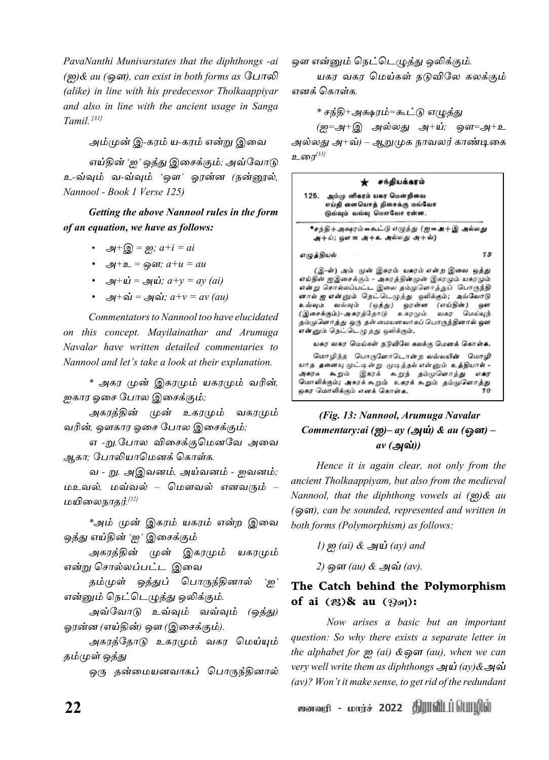*PavaNanthi Munivarstates that the diphthongs -ai (ஐ)& au (ஔ), can exist in both forms as போலி (alike) in line with his predecessor Tholkaappiyar and also in line with the ancient usage in Sanga Tamil.* [31]

*அம்முன் இ-கரம் ய-கரம் என்று இவை*

*எய்தின் 'ஐ' ஒத்து இசைக்கும்; அவ்வோடு உ-வ்வும் வ-வ்வும் 'ஔ' ஓரன்ன (நன்னூல், Nannool - Book 1 Verse 125)*

***Getting the above Nannool rules in the form of an equation, we have as follows:***

- *அ+இ = ஐ; a+i = ai*
- *அ+உ = ஔ; a+u = au*
- *அ+ய் = அய்; a+y = ay (ai)*
- *அ+வ் = அவ்; a+v = av (au)*

*Commentators to Nannool too have elucidated on this concept. Mayilainathar and Arumuga Navalar have written detailed commentaries to Nannool and let's take a look at their explanation.*

*\* அகர முன் இகரமும் யகரமும் வரின், ஐகார ஓசை போல இசைக்கும்;*

*அகரத்தின் முன் உகரமும் வகரமும் வரின், ஔகார ஓசை போல இசைக்கும்;*

*எ -று. போல விசைக்குமெனவே அவை ஆகா; போலியாமெனக் கொள்க.*

*வ - று. அஇவனம், அய்வனம் - ஐவனம்; மஉவல், மவ்வல் – மௌவல் எனவரும் – மயிலைநாதர்.* [32]

*\*அம் முன் இகரம் யகரம் என்ற இவை ஒத்து எய்தின் 'ஐ' இசைக்கும்*

*அகரத்தின் முன் இகரமும் யகரமும் என்று சொல்லப்பட்ட இவை*

*தம்முள் ஒத்துப் பொருந்தினால் 'ஐ' என்னும் நெட்டெழுத்து ஒலிக்கும்.*

*அவ்வோடு உவ்வும் வவ்வும் (ஒத்து) ஓரன்ன (எய்தின்) ஔ (இசைக்கும்).*

*அகரத்தோடு உகரமும் வகர மெய்யும் தம்முள் ஒத்து*

*ஒரு தன்மையனவாகப் பொருந்தினால் ஔ என்னும் நெட்டெழுத்து ஒலிக்கும்.*

*யகர வகர மெய்கள் நடுவிலே கலக்கும் எனக் கொள்க.*

*\* சந்தி+அக்ஷரம்=கூட்டு எழுத்து*

*(ஐ=அ+இ அல்லது அ+ய்; ஔ=அ+உ அல்லது அ+வ்) – ஆறுமுக நாவலர் காண்டிகை உரை* [33]

★ சந்தியக்கரம்

125. அம்மு னிகரம் யகர மென்றிவை
எய்தி னையொத் திசைக்கு மவ்வோ
டுவ்வும் வவ்வு மௌவோ ரன்ன.

\*சந்தி+அக்ஷரம்=கூட்டு எழுத்து (ஐ=அ+இ அல்லது அ+ய்; ஔ = அ+உ அல்லது அ+வ்)

எழுத்தியல் 73

(இ-ள்) அம் முன் இகரம் யகரம் என்ற இவை ஒத்து எய்தின் ஐயிசைக்கும் - அகரத்தின்முன் இகரமும் யகரமும் என்று சொல்லப்பட்ட இவை தம்முளொத்துப் பொருந்தி னால் ஐ என்னும் நெட்டெழுத்து ஒலிக்கும்; அவ்வோடு உவ்வும் வவ்வும் (ஒத்து) ஓரன்ன (எய்தின்) ஔ (இசைக்கும்)-அகரத்தோடு உகரமும் வகர மெய்யுந் தம்முளொத்து ஒரு தன்மையனவாகப் பொருந்தினால் ஔ என்னும் நெட்டெழுத்து ஒலிக்கும்.

யகர வகர மெய்கள் நடுவிலே கலக்கு மெனக் கொள்க.

மொழிந்த பொருளோடொன்ற வவ்வயின் மொழி யாத தனையு முட்டின்று முடித்தல் என்னும் உத்தியால் - அகரக் கூறும் இகரக் கூறுந் தம்முளொத்து ஏகர மொலிக்கும்; அகரக் கூறும் உகரக் கூறும் தம்முளொத்து ஒகர மொலிக்கும் எனக் கொள்க. 70

***(Fig. 13: Nannool, Arumuga Navalar Commentary:ai (ஐ)– ay (அய்) & au (ஔ) – av (அவ்))***

*Hence it is again clear, not only from the ancient Tholkaappiyam, but also from the medieval Nannool, that the diphthong vowels ai (ஐ)& au (ஔ), can be sounded, represented and written in both forms (Polymorphism) as follows:*

*1) ஐ (ai) & அய் (ay) and*

*2) ஔ (au) & அவ் (av).*

## The Catch behind the Polymorphism of ai (ஐ)& au (ஔ):

*Now arises a basic but an important question: So why there exists a separate letter in the alphabet for ஐ (ai) & ஔ (au), when we can very well write them as diphthongs அய் (ay)&அவ் (av)? Won't it make sense, to get rid of the redundant*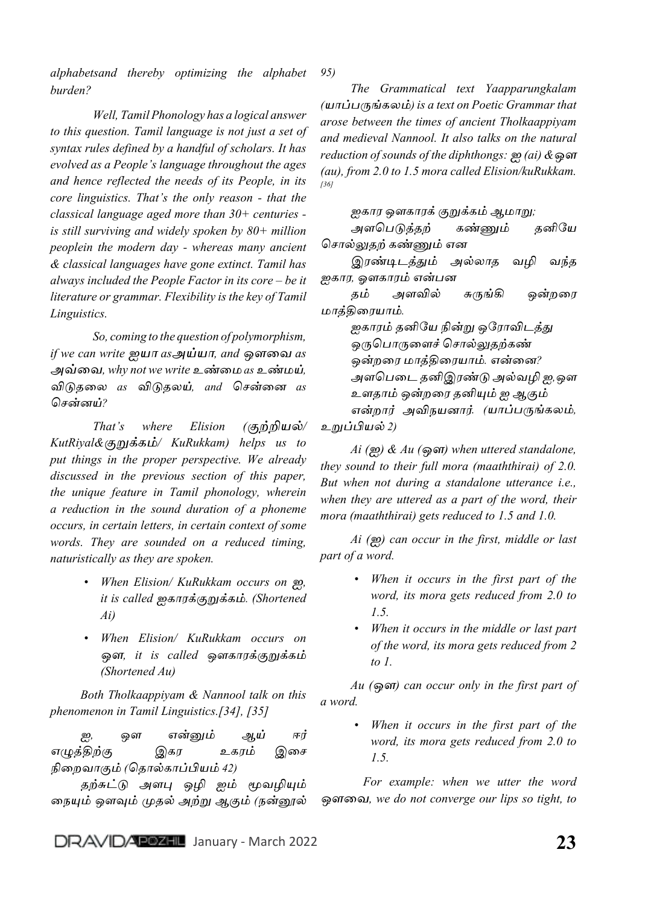*alphabetsand thereby optimizing the alphabet burden?*

*Well, Tamil Phonology has a logical answer to this question. Tamil language is not just a set of syntax rules defined by a handful of scholars. It has evolved as a People's language throughout the ages and hence reflected the needs of its People, in its core linguistics. That's the only reason - that the classical language aged more than 30+ centuries - is still surviving and widely spoken by 80+ million peoplein the modern day - whereas many ancient & classical languages have gone extinct. Tamil has always included the People Factor in its core – be it literature or grammar. Flexibility is the key of Tamil Linguistics.*

*So, coming to the question of polymorphism, if we can write ஐயா as* **அய்யா**, *and ஔவை as* **அவ்வை**, *why not we write உண்மை as உண்மய், விடுதலை as விடுதலய், and சென்னை as சென்னய்?*

*That's where Elision (குற்றியல்/ KutRiyal&***குறுக்கம்***/ KuRukkam) helps us to put things in the proper perspective. We already discussed in the previous section of this paper, the unique feature in Tamil phonology, wherein a reduction in the sound duration of a phoneme occurs, in certain letters, in certain context of some words. They are sounded on a reduced timing, naturistically as they are spoken.*

- *When Elision/ KuRukkam occurs on ஐ, it is called ஐகாரக்குறுக்கம். (Shortened Ai)*
- *When Elision/ KuRukkam occurs on ஔ, it is called ஔகாரக்குறுக்கம் (Shortened Au)*

*Both Tholkaappiyam & Nannool talk on this phenomenon in Tamil Linguistics.[34], [35]*

*ஐ, ஔ என்னும் ஆய் ஈர் எழுத்திற்கு இகர உகரம் இசை நிறைவாகும் (தொல்காப்பியம் 42)*

*தற்சுட்டு அளபு ஒழி ஐம் மூவழியும் நையும் ஔவும் முதல் அற்று ஆகும் (நன்னூல் 95)*

*The Grammatical text Yaapparungkalam (யாப்பருங்கலம்) is a text on Poetic Grammar that arose between the times of ancient Tholkaappiyam and medieval Nannool. It also talks on the natural reduction of sounds of the diphthongs: ஐ (ai) & ஔ (au), from 2.0 to 1.5 mora called Elision/kuRukkam. [36]*

*ஐகார ஔகாரக் குறுக்கம் ஆமாறு;*
*அளபெடுத்தற் கண்ணும் தனியே சொல்லுதற் கண்ணும் என*
*இரண்டிடத்தும் அல்லாத வழி வந்த ஐகார, ஔகாரம் என்பன*
*தம் அளவில் சுருங்கி ஒன்றரை மாத்திரையாம்.*
*ஐகாரம் தனியே நின்று ஒரோவிடத்து*
*ஒருபொருளைச் சொல்லுதற்கண்*
*ஒன்றரை மாத்திரையாம். என்னை?*
*அளபெடை தனிஇரண்டு அல்வழி ஐ, ஔ*
*உளதாம் ஒன்றரை தனியும் ஐ ஆகும்*
*என்றார் அவிநயனார். (யாப்பருங்கலம், உறுப்பியல் 2)*

*Ai (ஐ) & Au (ஔ) when uttered standalone, they sound to their full mora (maaththirai) of 2.0. But when not during a standalone utterance i.e., when they are uttered as a part of the word, their mora (maaththirai) gets reduced to 1.5 and 1.0.*

*Ai (ஐ) can occur in the first, middle or last part of a word.*

- *When it occurs in the first part of the word, its mora gets reduced from 2.0 to 1.5.*
- *When it occurs in the middle or last part of the word, its mora gets reduced from 2 to 1.*

*Au (ஔ) can occur only in the first part of a word.*

- *When it occurs in the first part of the word, its mora gets reduced from 2.0 to 1.5.*

*For example: when we utter the word ஔவை, we do not converge our lips so tight, to*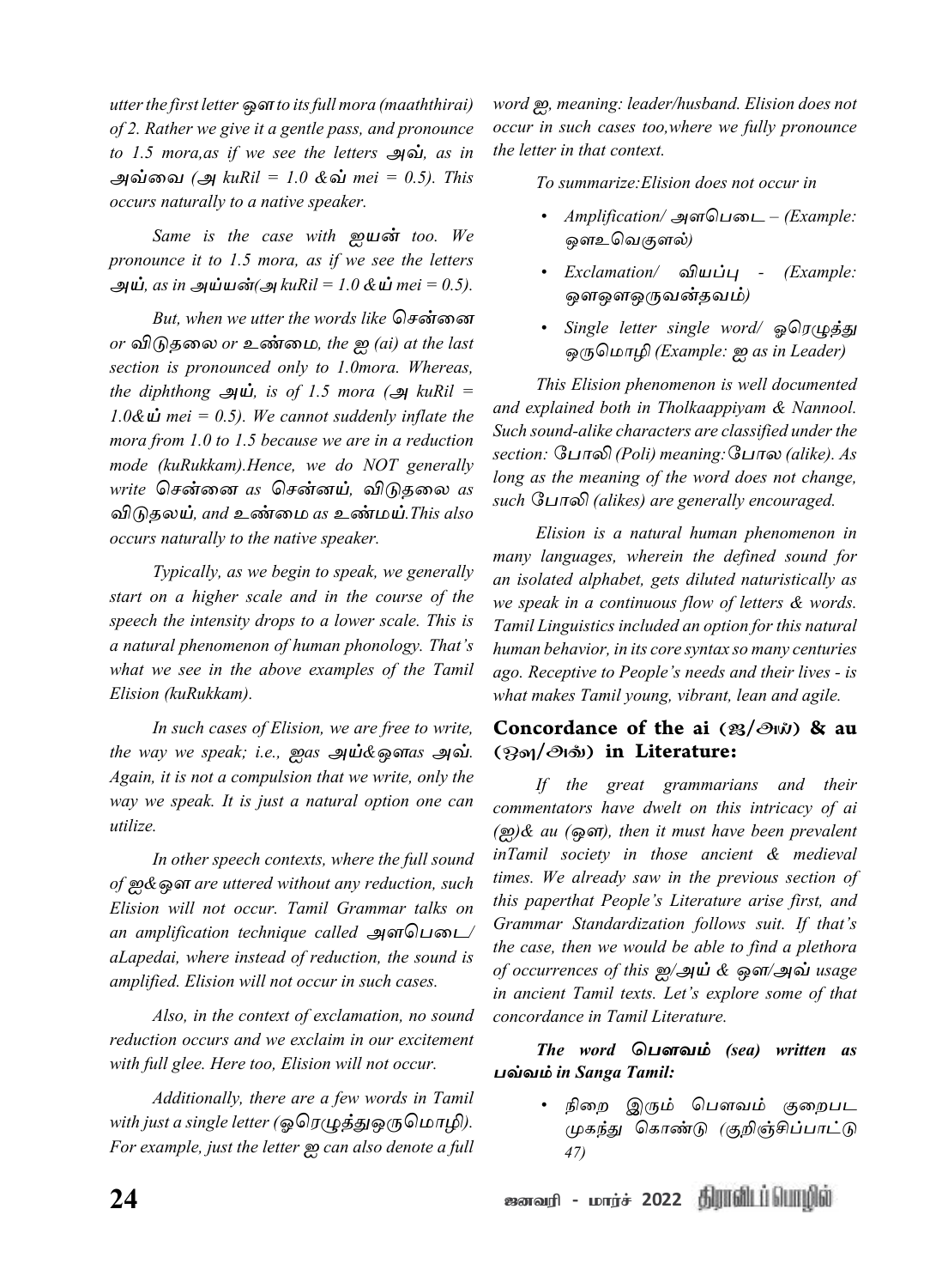*utter the first letter ஔ to its full mora (maaththirai) of 2. Rather we give it a gentle pass, and pronounce to 1.5 mora,as if we see the letters அவ், as in அவ்வை (அ kuRil = 1.0 & வ் mei = 0.5). This occurs naturally to a native speaker.*

*Same is the case with ஐயன் too. We pronounce it to 1.5 mora, as if we see the letters அய், as in அய்யன்(அ kuRil = 1.0 & ய் mei = 0.5).*

*But, when we utter the words like சென்னை or விடுதலை or உண்மை, the ஐ (ai) at the last section is pronounced only to 1.0mora. Whereas, the diphthong அய், is of 1.5 mora (அ kuRil = 1.0& ய் mei = 0.5). We cannot suddenly inflate the mora from 1.0 to 1.5 because we are in a reduction mode (kuRukkam).Hence, we do NOT generally write சென்னை as சென்னய், விடுதலை as விடுதலய், and உண்மை as உண்மய்.This also occurs naturally to the native speaker.*

*Typically, as we begin to speak, we generally start on a higher scale and in the course of the speech the intensity drops to a lower scale. This is a natural phenomenon of human phonology. That's what we see in the above examples of the Tamil Elision (kuRukkam).*

*In such cases of Elision, we are free to write, the way we speak; i.e., ஐas அய்&ஔas அவ். Again, it is not a compulsion that we write, only the way we speak. It is just a natural option one can utilize.*

*In other speech contexts, where the full sound of ஐ& ஔ are uttered without any reduction, such Elision will not occur. Tamil Grammar talks on an amplification technique called அளபெடை/ aLapedai, where instead of reduction, the sound is amplified. Elision will not occur in such cases.*

*Also, in the context of exclamation, no sound reduction occurs and we exclaim in our excitement with full glee. Here too, Elision will not occur.*

*Additionally, there are a few words in Tamil with just a single letter (ஓரெழுத்துஒருமொழி). For example, just the letter ஐ can also denote a full word ஐ, meaning: leader/husband. Elision does not occur in such cases too,where we fully pronounce the letter in that context.*

*To summarize:Elision does not occur in*

- *Amplification/ அளபெடை – (Example: ஔஉவெகுளல்)*
- *Exclamation/ வியப்பு - (Example: ஔஔஒருவன்தவம்)*
- *Single letter single word/ ஓரெழுத்து ஒருமொழி (Example: ஐ as in Leader)*

*This Elision phenomenon is well documented and explained both in Tholkaappiyam & Nannool. Such sound-alike characters are classified under the section: போலி (Poli) meaning: போல (alike). As long as the meaning of the word does not change, such போலி (alikes) are generally encouraged.*

*Elision is a natural human phenomenon in many languages, wherein the defined sound for an isolated alphabet, gets diluted naturistically as we speak in a continuous flow of letters & words. Tamil Linguistics included an option for this natural human behavior, in its core syntax so many centuries ago. Receptive to People's needs and their lives - is what makes Tamil young, vibrant, lean and agile.*

## Concordance of the ai (ஐ/அய்) & au (ஔ/அவ்) in Literature:

*If the great grammarians and their commentators have dwelt on this intricacy of ai (ஐ)& au (ஔ), then it must have been prevalent inTamil society in those ancient & medieval times. We already saw in the previous section of this paperthat People's Literature arise first, and Grammar Standardization follows suit. If that's the case, then we would be able to find a plethora of occurrences of this ஐ/அய் & ஔ/அவ் usage in ancient Tamil texts. Let's explore some of that concordance in Tamil Literature.*

***The word பௌவம் (sea) written as பவ்வம் in Sanga Tamil:***

- *நிறை இரும் பௌவம் குறைபட முகந்து கொண்டு (குறிஞ்சிப்பாட்டு 47)*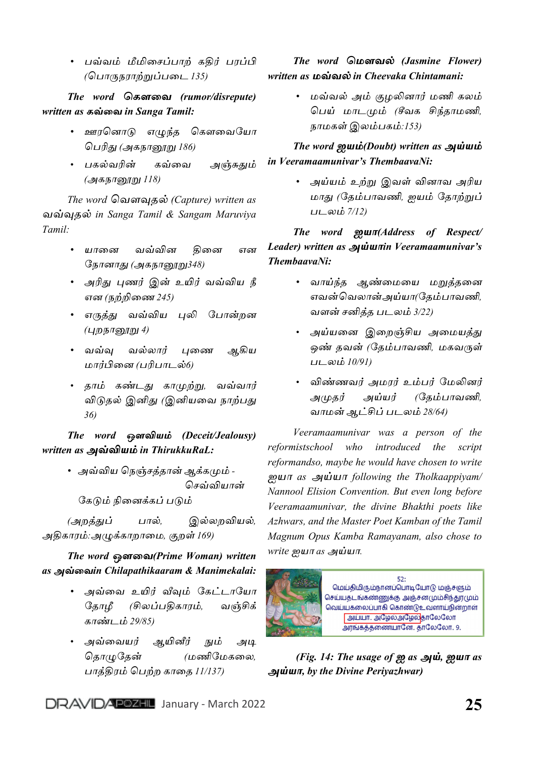- பவ்வம் மீமிசைப்பாற் கதிர் பரப்பி (பொருநராற்றுப்படை 135)

***The word கௌவை (rumor/disrepute) written as கவ்வை in Sanga Tamil:***

- ஊரனொடு எழுந்த கௌவையோ பெரிது (அகநானூறு 186)
- பகல்வரின் கவ்வை அஞ்சுதும் (அகநானூறு 118)

*The word வௌவுதல் (Capture) written as வவ்வுதல் in Sanga Tamil & Sangam Maruviya Tamil:*

- யானை வவ்வின தினை என நோனாது (அகநானூறு348)
- அரிது புணர் இன் உயிர் வவ்விய நீ என (நற்றிணை 245)
- எருத்து வவ்விய புலி போன்றன (புறநானூறு 4)
- வவ்வு வல்லார் புணை ஆகிய மார்பினை (பரிபாடல்6)
- தாம் கண்டது காமுற்று, வவ்வார் விடுதல் இனிது (இனியவை நாற்பது 36)

***The word ஔவியம் (Deceit/Jealousy) written as அவ்வியம் in ThirukkuRaL:***

- அவ்விய நெஞ்சத்தான் ஆக்கமும் - செவ்வியான் கேடும் நினைக்கப் படும்

(அறத்துப் பால், இல்லறவியல், அதிகாரம்:அழுக்காறாமை, குறள் 169)

***The word ஔவை(Prime Woman) written as அவ்வைin Chilapathikaaram & Manimekalai:***

- அவ்வை உயிர் வீவும் கேட்டாயோ தோழீ (சிலப்பதிகாரம், வஞ்சிக் காண்டம் 29/85)
- அவ்வையர் ஆயினீர் நும் அடி தொழுதேன் (மணிமேகலை, பாத்திரம் பெற்ற காதை 11/137)

***The word மௌவல் (Jasmine Flower) written as மவ்வல் in Cheevaka Chintamani:***

- மவ்வல் அம் குழலினார் மணி கலம் பெய் மாடமும் (சீவக சிந்தாமணி, நாமகள் இலம்பகம்:153)

***The word ஐயம்(Doubt) written as அய்யம் in Veeramaamunivar's ThembaavaNi:***

- அய்யம் உற்று இவள் வினாவ அரிய மாது (தேம்பாவணி, ஐயம் தோற்றுப் படலம் 7/12)

***The word ஐயா(Address of Respect/ Leader) written as அய்யாin Veeramaamunivar's ThembaavaNi:***

- வாய்ந்த ஆண்மையை மறுத்தனை எவன்வெலான்அய்யா(தேம்பாவணி, வளன் சனித்த படலம் 3/22)
- அய்யனை இறைஞ்சிய அமையத்து ஒண் தவன் (தேம்பாவணி, மகவருள் படலம் 10/91)
- விண்ணவர் அமரர் உம்பர் மேலினர் அமுதர் அய்யர் (தேம்பாவணி, வாமன் ஆட்சிப் படலம் 28/64)

*Veeramaamunivar was a person of the reformistschool who introduced the script reformandso, maybe he would have chosen to write ஐயா as அய்யா following the Tholkaappiyam/ Nannool Elision Convention. But even long before Veeramaamunivar, the divine Bhakthi poets like Azhwars, and the Master Poet Kamban of the Tamil Magnum Opus Kamba Ramayanam, also chose to write ஐயா as அய்யா.*

***(Fig. 14: The usage of ஐ as அய், ஐயா as அய்யா, by the Divine Periyazhwar)***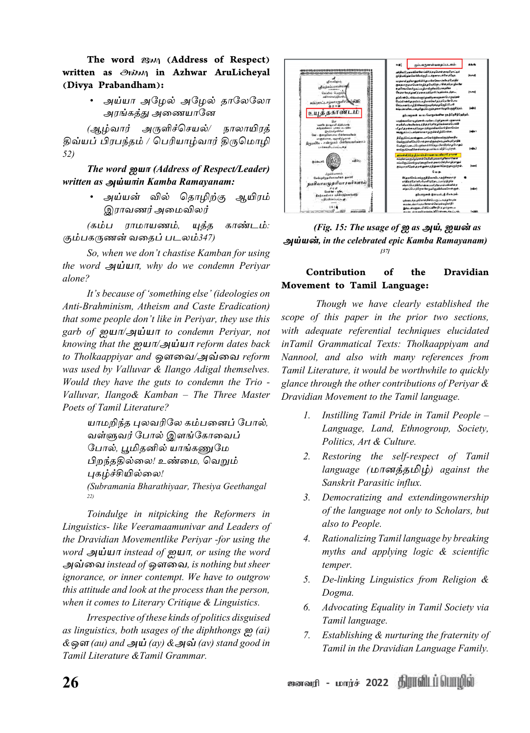**The word ஐயா (Address of Respect) written as அய்யா in Azhwar AruLicheyal (Divya Prabandham):**

- அய்யா அழேல் அழேல் தாலேலோ அரங்கத்து அணையானே

*(ஆழ்வார் அருளிச்செயல்/ நாலாயிரத் திவ்யப் பிரபந்தம் / பெரியாழ்வார் திருமொழி 52)*

***The word ஐயா (Address of Respect/Leader) written as அய்யாin Kamba Ramayanam:***

- அய்யன் வில் தொழிற்கு ஆயிரம் இராவணர் அமைவிலர்

*(கம்ப ராமாயணம், யுத்த காண்டம்: கும்பகருணன் வதைப் படலம்347)*

*So, when we don't chastise Kamban for using the word அய்யா, why do we condemn Periyar alone?*

*It's because of 'something else' (ideologies on Anti-Brahminism, Atheism and Caste Eradication) that some people don't like in Periyar, they use this garb of ஐயா/அய்யா to condemn Periyar, not knowing that the ஐயா/அய்யா reform dates back to Tholkaappiyar and ஔவை/அவ்வை reform was used by Valluvar & Ilango Adigal themselves. Would they have the guts to condemn the Trio - Valluvar, Ilango& Kamban – The Three Master Poets of Tamil Literature?*

> *யாமறிந்த புலவரிலே கம்பனைப் போல், வள்ளுவர் போல் இளங்கோவைப் போல், பூமிதனில் யாங்கணுமே பிறந்ததில்லை! உண்மை, வெறும் புகழ்ச்சியில்லை!*
>
> *(Subramania Bharathiyaar, Thesiya Geethangal 22)*

*Toindulge in nitpicking the Reformers in Linguistics- like Veeramaamunivar and Leaders of the Dravidian Movementlike Periyar -for using the word அய்யா instead of ஐயா, or using the word அவ்வை instead of ஔவை, is nothing but sheer ignorance, or inner contempt. We have to outgrow this attitude and look at the process than the person, when it comes to Literary Critique & Linguistics.*

*Irrespective of these kinds of politics disguised as linguistics, both usages of the diphthongs ஐ (ai) &ஔ (au) and அய் (ay) &அவ் (av) stand good in Tamil Literature &Tamil Grammar.*

***(Fig. 15: The usage of ஐ as அய், ஐயன் as அய்யன், in the celebrated epic Kamba Ramayanam)*** [37]

## Contribution of the Dravidian Movement to Tamil Language:

*Though we have clearly established the scope of this paper in the prior two sections, with adequate referential techniques elucidated inTamil Grammatical Texts: Tholkaappiyam and Nannool, and also with many references from Tamil Literature, it would be worthwhile to quickly glance through the other contributions of Periyar & Dravidian Movement to the Tamil language.*

1. *Instilling Tamil Pride in Tamil People – Language, Land, Ethnogroup, Society, Politics, Art & Culture.*
2. *Restoring the self-respect of Tamil language (மானத்தமிழ்) against the Sanskrit Parasitic influx.*
3. *Democratizing and extendingownership of the language not only to Scholars, but also to People.*
4. *Rationalizing Tamil language by breaking myths and applying logic & scientific temper.*
5. *De-linking Linguistics from Religion & Dogma.*
6. *Advocating Equality in Tamil Society via Tamil language.*
7. *Establishing & nurturing the fraternity of Tamil in the Dravidian Language Family.*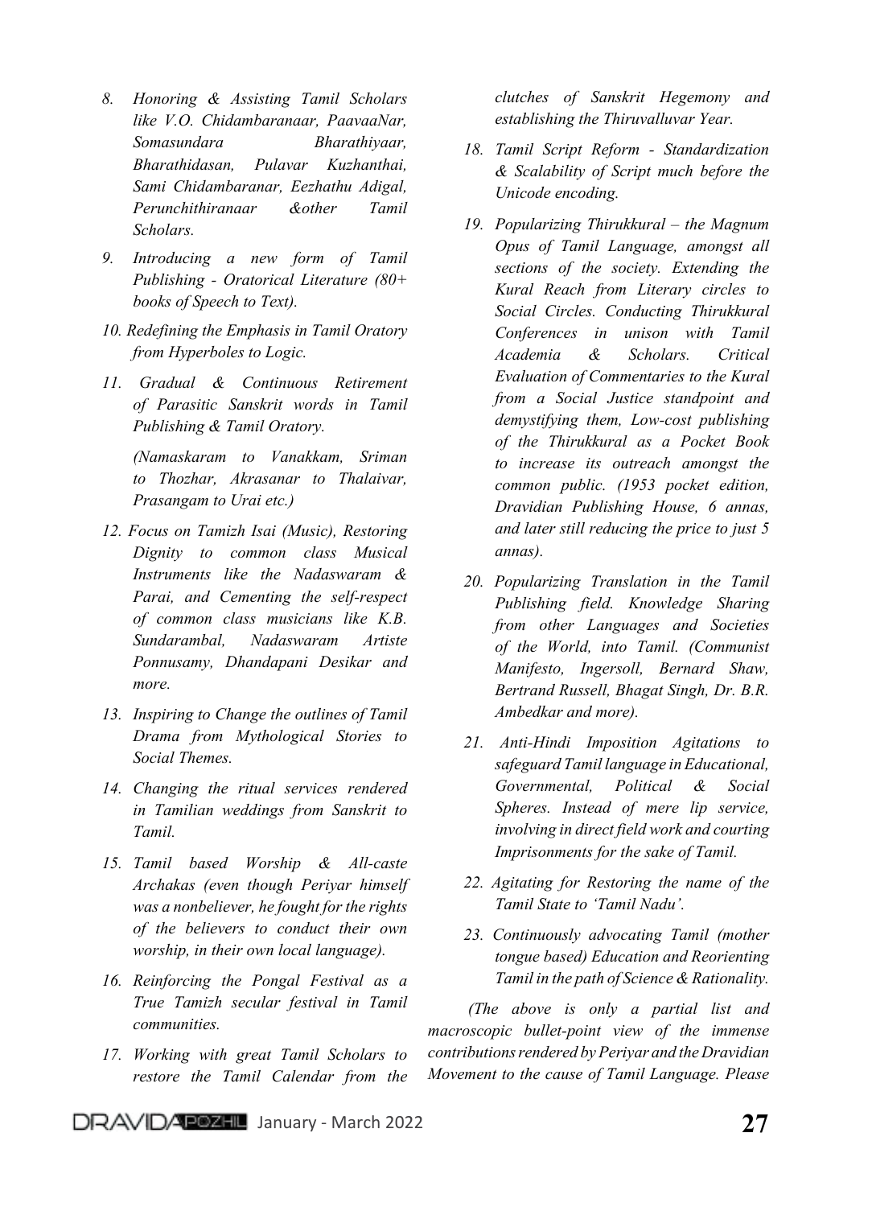8. *Honoring & Assisting Tamil Scholars like V.O. Chidambaranaar, PaavaaNar, Somasundara Bharathiyaar, Bharathidasan, Pulavar Kuzhanthai, Sami Chidambaranar, Eezhathu Adigal, Perunchithiranaar &other Tamil Scholars.*

9. *Introducing a new form of Tamil Publishing - Oratorical Literature (80+ books of Speech to Text).*

10. *Redefining the Emphasis in Tamil Oratory from Hyperboles to Logic.*

11. *Gradual & Continuous Retirement of Parasitic Sanskrit words in Tamil Publishing & Tamil Oratory.*

    *(Namaskaram to Vanakkam, Sriman to Thozhar, Akrasanar to Thalaivar, Prasangam to Urai etc.)*

12. *Focus on Tamizh Isai (Music), Restoring Dignity to common class Musical Instruments like the Nadaswaram & Parai, and Cementing the self-respect of common class musicians like K.B. Sundarambal, Nadaswaram Artiste Ponnusamy, Dhandapani Desikar and more.*

13. *Inspiring to Change the outlines of Tamil Drama from Mythological Stories to Social Themes.*

14. *Changing the ritual services rendered in Tamilian weddings from Sanskrit to Tamil.*

15. *Tamil based Worship & All-caste Archakas (even though Periyar himself was a nonbeliever, he fought for the rights of the believers to conduct their own worship, in their own local language).*

16. *Reinforcing the Pongal Festival as a True Tamizh secular festival in Tamil communities.*

17. *Working with great Tamil Scholars to restore the Tamil Calendar from the clutches of Sanskrit Hegemony and establishing the Thiruvalluvar Year.*

18. *Tamil Script Reform - Standardization & Scalability of Script much before the Unicode encoding.*

19. *Popularizing Thirukkural – the Magnum Opus of Tamil Language, amongst all sections of the society. Extending the Kural Reach from Literary circles to Social Circles. Conducting Thirukkural Conferences in unison with Tamil Academia & Scholars. Critical Evaluation of Commentaries to the Kural from a Social Justice standpoint and demystifying them, Low-cost publishing of the Thirukkural as a Pocket Book to increase its outreach amongst the common public. (1953 pocket edition, Dravidian Publishing House, 6 annas, and later still reducing the price to just 5 annas).*

20. *Popularizing Translation in the Tamil Publishing field. Knowledge Sharing from other Languages and Societies of the World, into Tamil. (Communist Manifesto, Ingersoll, Bernard Shaw, Bertrand Russell, Bhagat Singh, Dr. B.R. Ambedkar and more).*

21. *Anti-Hindi Imposition Agitations to safeguard Tamil language in Educational, Governmental, Political & Social Spheres. Instead of mere lip service, involving in direct field work and courting Imprisonments for the sake of Tamil.*

22. *Agitating for Restoring the name of the Tamil State to 'Tamil Nadu'.*

23. *Continuously advocating Tamil (mother tongue based) Education and Reorienting Tamil in the path of Science & Rationality.*

*(The above is only a partial list and macroscopic bullet-point view of the immense contributions rendered by Periyar and the Dravidian Movement to the cause of Tamil Language. Please*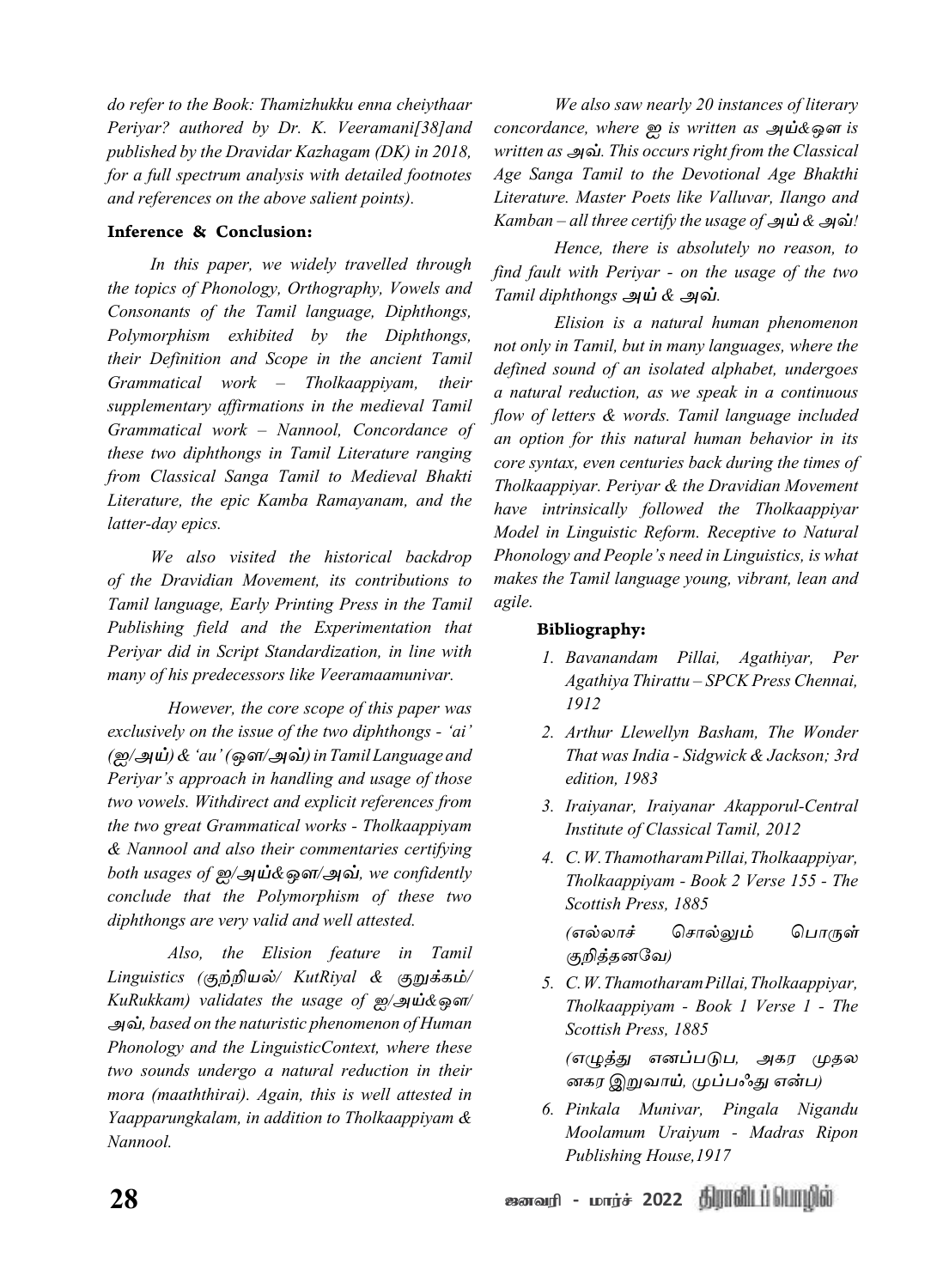*do refer to the Book: Thamizhukku enna cheiythaar Periyar? authored by Dr. K. Veeramani[38]and published by the Dravidar Kazhagam (DK) in 2018, for a full spectrum analysis with detailed footnotes and references on the above salient points).*

**Inference & Conclusion:**

*In this paper, we widely travelled through the topics of Phonology, Orthography, Vowels and Consonants of the Tamil language, Diphthongs, Polymorphism exhibited by the Diphthongs, their Definition and Scope in the ancient Tamil Grammatical work – Tholkaappiyam, their supplementary affirmations in the medieval Tamil Grammatical work – Nannool, Concordance of these two diphthongs in Tamil Literature ranging from Classical Sanga Tamil to Medieval Bhakti Literature, the epic Kamba Ramayanam, and the latter-day epics.*

*We also visited the historical backdrop of the Dravidian Movement, its contributions to Tamil language, Early Printing Press in the Tamil Publishing field and the Experimentation that Periyar did in Script Standardization, in line with many of his predecessors like Veeramaamunivar.*

*However, the core scope of this paper was exclusively on the issue of the two diphthongs - 'ai' (ஐ/**அய்**) & 'au' (ஔ/**அவ்**) in Tamil Language and Periyar's approach in handling and usage of those two vowels. Withdirect and explicit references from the two great Grammatical works - Tholkaappiyam & Nannool and also their commentaries certifying both usages of ஐ/**அய்**&ஔ/**அவ்**, we confidently conclude that the Polymorphism of these two diphthongs are very valid and well attested.*

*Also, the Elision feature in Tamil Linguistics (குற்றியல்/ KutRiyal & குறுக்கம்/ KuRukkam) validates the usage of ஐ/அய்&ஔ/ அவ், based on the naturistic phenomenon of Human Phonology and the LinguisticContext, where these two sounds undergo a natural reduction in their mora (maaththirai). Again, this is well attested in Yaapparungkalam, in addition to Tholkaappiyam & Nannool.*

*We also saw nearly 20 instances of literary concordance, where ஐ is written as* ***அய்****&ஔ is written as* ***அவ்****. This occurs right from the Classical Age Sanga Tamil to the Devotional Age Bhakthi Literature. Master Poets like Valluvar, Ilango and Kamban – all three certify the usage of* ***அய் & அவ்****!*

*Hence, there is absolutely no reason, to find fault with Periyar - on the usage of the two Tamil diphthongs* ***அய் & அவ்****.*

*Elision is a natural human phenomenon not only in Tamil, but in many languages, where the defined sound of an isolated alphabet, undergoes a natural reduction, as we speak in a continuous flow of letters & words. Tamil language included an option for this natural human behavior in its core syntax, even centuries back during the times of Tholkaappiyar. Periyar & the Dravidian Movement have intrinsically followed the Tholkaappiyar Model in Linguistic Reform. Receptive to Natural Phonology and People's need in Linguistics, is what makes the Tamil language young, vibrant, lean and agile.*

**Bibliography:**

1. *Bavanandam Pillai, Agathiyar, Per Agathiya Thirattu – SPCK Press Chennai, 1912*
2. *Arthur Llewellyn Basham, The Wonder That was India - Sidgwick & Jackson; 3rd edition, 1983*
3. *Iraiyanar, Iraiyanar Akapporul-Central Institute of Classical Tamil, 2012*
4. *C.W. Thamotharam Pillai, Tholkaappiyar, Tholkaappiyam - Book 2 Verse 155 - The Scottish Press, 1885*

   *(எல்லாச் சொல்லும் பொருள் குறித்தனவே)*
5. *C.W. Thamotharam Pillai, Tholkaappiyar, Tholkaappiyam - Book 1 Verse 1 - The Scottish Press, 1885*

   *(எழுத்து எனப்படுப, அகர முதல னகர இறுவாய், முப்பஃது என்ப)*
6. *Pinkala Munivar, Pingala Nigandu Moolamum Uraiyum - Madras Ripon Publishing House,1917*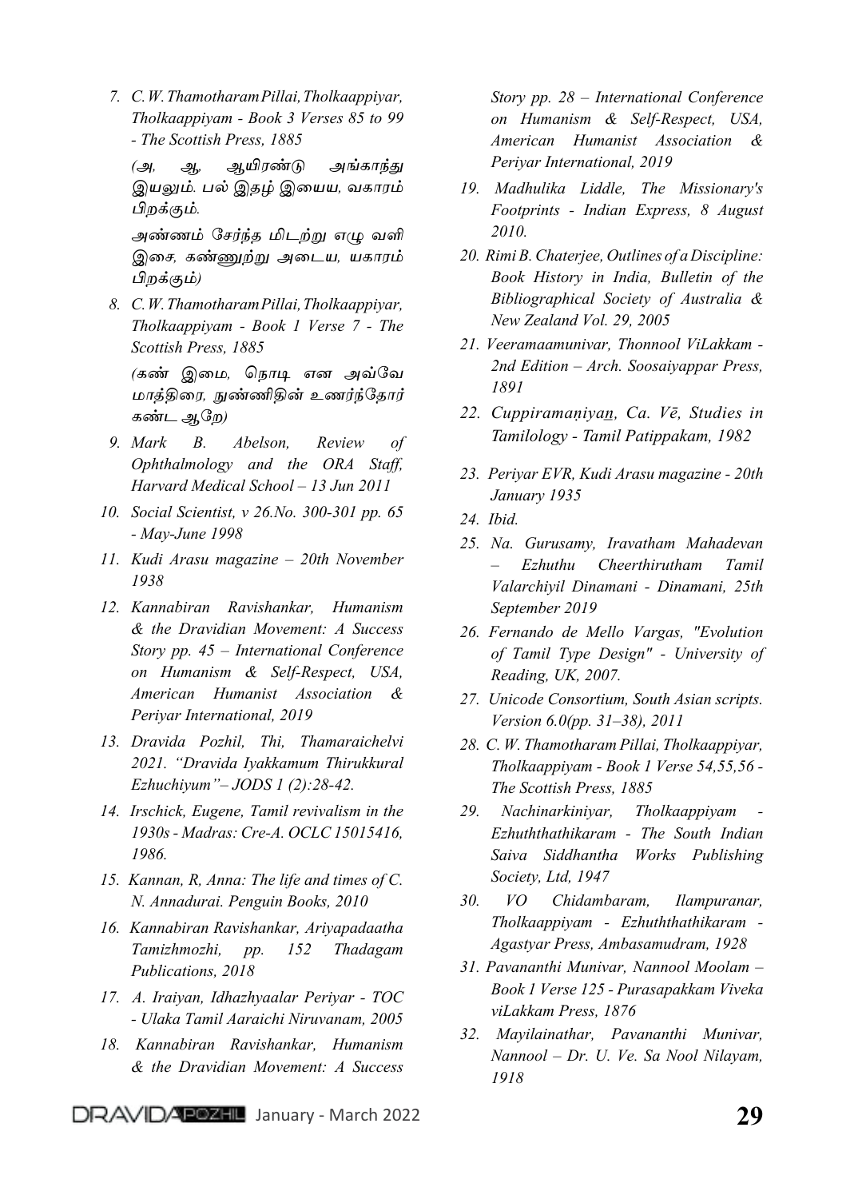7. *C. W. Thamotharam Pillai, Tholkaappiyar, Tholkaappiyam - Book 3 Verses 85 to 99 - The Scottish Press, 1885*

   *(அ, ஆ, ஆயிரண்டு அங்காந்து இயலும். பல் இதழ் இயைய, வகாரம் பிறக்கும்.*

   *அண்ணம் சேர்ந்த மிடற்று எழு வளி இசை, கண்ணுற்று அடைய, யகாரம் பிறக்கும்)*

8. *C. W. Thamotharam Pillai, Tholkaappiyar, Tholkaappiyam - Book 1 Verse 7 - The Scottish Press, 1885*

   *(கண் இமை, நொடி என அவ்வே மாத்திரை, நுண்ணிதின் உணர்ந்தோர் கண்ட ஆறே)*

9. *Mark B. Abelson, Review of Ophthalmology and the ORA Staff, Harvard Medical School – 13 Jun 2011*
10. *Social Scientist, v 26.No. 300-301 pp. 65 - May-June 1998*
11. *Kudi Arasu magazine – 20th November 1938*
12. *Kannabiran Ravishankar, Humanism & the Dravidian Movement: A Success Story pp. 45 – International Conference on Humanism & Self-Respect, USA, American Humanist Association & Periyar International, 2019*
13. *Dravida Pozhil, Thi, Thamaraichelvi 2021. "Dravida Iyakkamum Thirukkural Ezhuchiyum"– JODS 1 (2):28-42.*
14. *Irschick, Eugene, Tamil revivalism in the 1930s - Madras: Cre-A. OCLC 15015416, 1986.*
15. *Kannan, R, Anna: The life and times of C. N. Annadurai. Penguin Books, 2010*
16. *Kannabiran Ravishankar, Ariyapadaatha Tamizhmozhi, pp. 152 Thadagam Publications, 2018*
17. *A. Iraiyan, Idhazhyaalar Periyar - TOC - Ulaka Tamil Aaraichi Niruvanam, 2005*
18. *Kannabiran Ravishankar, Humanism & the Dravidian Movement: A Success Story pp. 28 – International Conference on Humanism & Self-Respect, USA, American Humanist Association & Periyar International, 2019*
19. *Madhulika Liddle, The Missionary's Footprints - Indian Express, 8 August 2010.*
20. *Rimi B. Chaterjee, Outlines of a Discipline: Book History in India, Bulletin of the Bibliographical Society of Australia & New Zealand Vol. 29, 2005*
21. *Veeramaamunivar, Thonnool ViLakkam - 2nd Edition – Arch. Soosaiyappar Press, 1891*
22. *Cuppiramaṇiyan̲, Ca. Vē, Studies in Tamilology - Tamil Patippakam, 1982*
23. *Periyar EVR, Kudi Arasu magazine - 20th January 1935*
24. *Ibid.*
25. *Na. Gurusamy, Iravatham Mahadevan – Ezhuthu Cheerthirutham Tamil Valarchiyil Dinamani - Dinamani, 25th September 2019*
26. *Fernando de Mello Vargas, "Evolution of Tamil Type Design" - University of Reading, UK, 2007.*
27. *Unicode Consortium, South Asian scripts. Version 6.0(pp. 31–38), 2011*
28. *C. W. Thamotharam Pillai, Tholkaappiyar, Tholkaappiyam - Book 1 Verse 54,55,56 - The Scottish Press, 1885*
29. *Nachinarkiniyar, Tholkaappiyam - Ezhuththathikaram - The South Indian Saiva Siddhantha Works Publishing Society, Ltd, 1947*
30. *VO Chidambaram, Ilampuranar, Tholkaappiyam - Ezhuththathikaram - Agastyar Press, Ambasamudram, 1928*
31. *Pavananthi Munivar, Nannool Moolam – Book 1 Verse 125 - Purasapakkam Viveka viLakkam Press, 1876*
32. *Mayilainathar, Pavananthi Munivar, Nannool – Dr. U. Ve. Sa Nool Nilayam, 1918*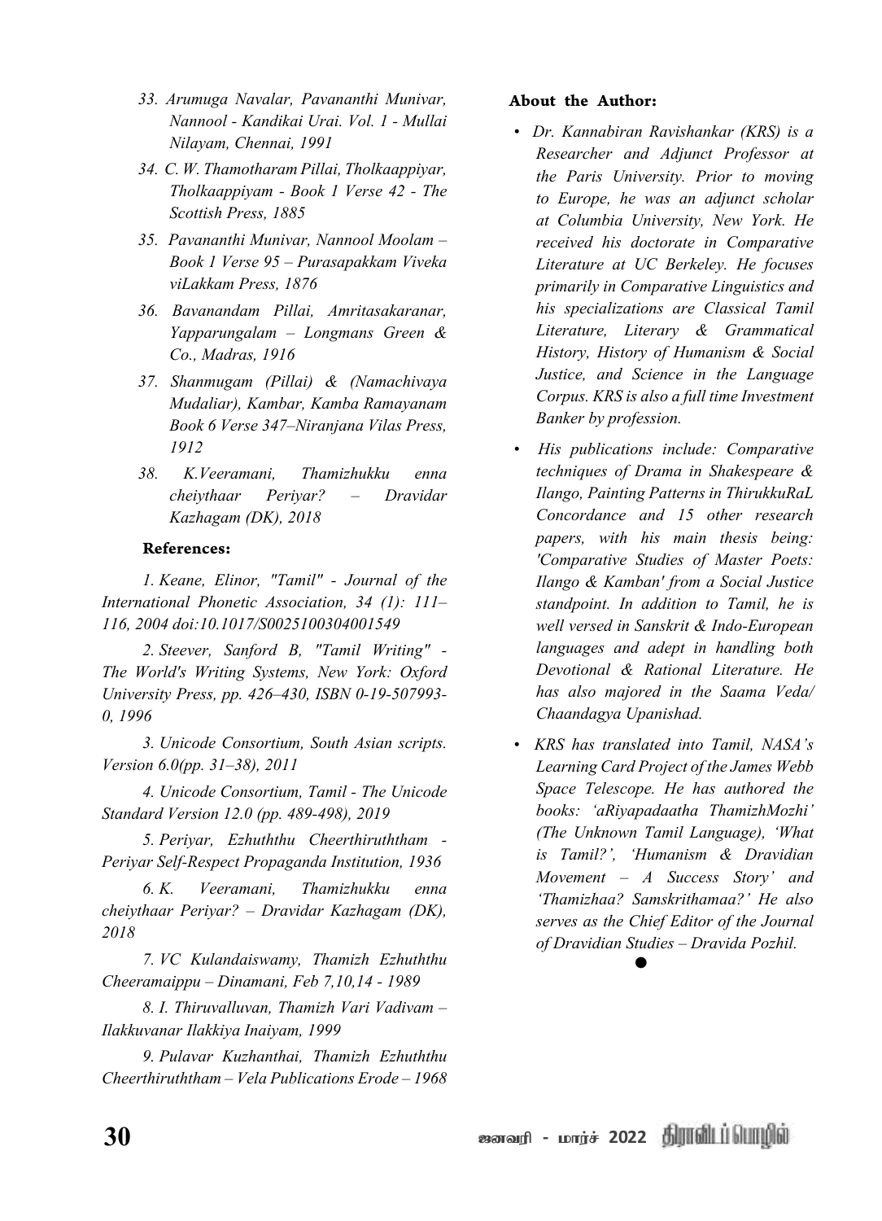33. *Arumuga Navalar, Pavananthi Munivar, Nannool - Kandikai Urai. Vol. 1 - Mullai Nilayam, Chennai, 1991*
34. *C. W. Thamotharam Pillai, Tholkaappiyar, Tholkaappiyam - Book 1 Verse 42 - The Scottish Press, 1885*
35. *Pavananthi Munivar, Nannool Moolam – Book 1 Verse 95 – Purasapakkam Viveka viLakkam Press, 1876*
36. *Bavanandam Pillai, Amritasakaranar, Yapparungalam – Longmans Green & Co., Madras, 1916*
37. *Shanmugam (Pillai) & (Namachivaya Mudaliar), Kambar, Kamba Ramayanam Book 6 Verse 347–Niranjana Vilas Press, 1912*
38. *K.Veeramani, Thamizhukku enna cheiythaar Periyar? – Dravidar Kazhagam (DK), 2018*

## References:

*1. Keane, Elinor, "Tamil" - Journal of the International Phonetic Association, 34 (1): 111–116, 2004 doi:10.1017/S0025100304001549*

*2. Steever, Sanford B, "Tamil Writing" - The World's Writing Systems, New York: Oxford University Press, pp. 426–430, ISBN 0-19-507993-0, 1996*

*3. Unicode Consortium, South Asian scripts. Version 6.0(pp. 31–38), 2011*

*4. Unicode Consortium, Tamil - The Unicode Standard Version 12.0 (pp. 489-498), 2019*

*5. Periyar, Ezhuththu Cheerthiruththam - Periyar Self-Respect Propaganda Institution, 1936*

*6. K. Veeramani, Thamizhukku enna cheiythaar Periyar? – Dravidar Kazhagam (DK), 2018*

*7. VC Kulandaiswamy, Thamizh Ezhuththu Cheeramaippu – Dinamani, Feb 7,10,14 - 1989*

*8. I. Thiruvalluvan, Thamizh Vari Vadivam – Ilakkuvanar Ilakkiya Inaiyam, 1999*

*9. Pulavar Kuzhanthai, Thamizh Ezhuththu Cheerthiruththam – Vela Publications Erode – 1968*

## About the Author:

- *Dr. Kannabiran Ravishankar (KRS) is a Researcher and Adjunct Professor at the Paris University. Prior to moving to Europe, he was an adjunct scholar at Columbia University, New York. He received his doctorate in Comparative Literature at UC Berkeley. He focuses primarily in Comparative Linguistics and his specializations are Classical Tamil Literature, Literary & Grammatical History, History of Humanism & Social Justice, and Science in the Language Corpus. KRS is also a full time Investment Banker by profession.*
- *His publications include: Comparative techniques of Drama in Shakespeare & Ilango, Painting Patterns in ThirukkuRaL Concordance and 15 other research papers, with his main thesis being: 'Comparative Studies of Master Poets: Ilango & Kamban' from a Social Justice standpoint. In addition to Tamil, he is well versed in Sanskrit & Indo-European languages and adept in handling both Devotional & Rational Literature. He has also majored in the Saama Veda/ Chaandagya Upanishad.*
- *KRS has translated into Tamil, NASA's Learning Card Project of the James Webb Space Telescope. He has authored the books: 'aRiyapadaatha ThamizhMozhi' (The Unknown Tamil Language), 'What is Tamil?', 'Humanism & Dravidian Movement – A Success Story' and 'Thamizhaa? Samskrithamaa?' He also serves as the Chief Editor of the Journal of Dravidian Studies – Dravida Pozhil.*

●